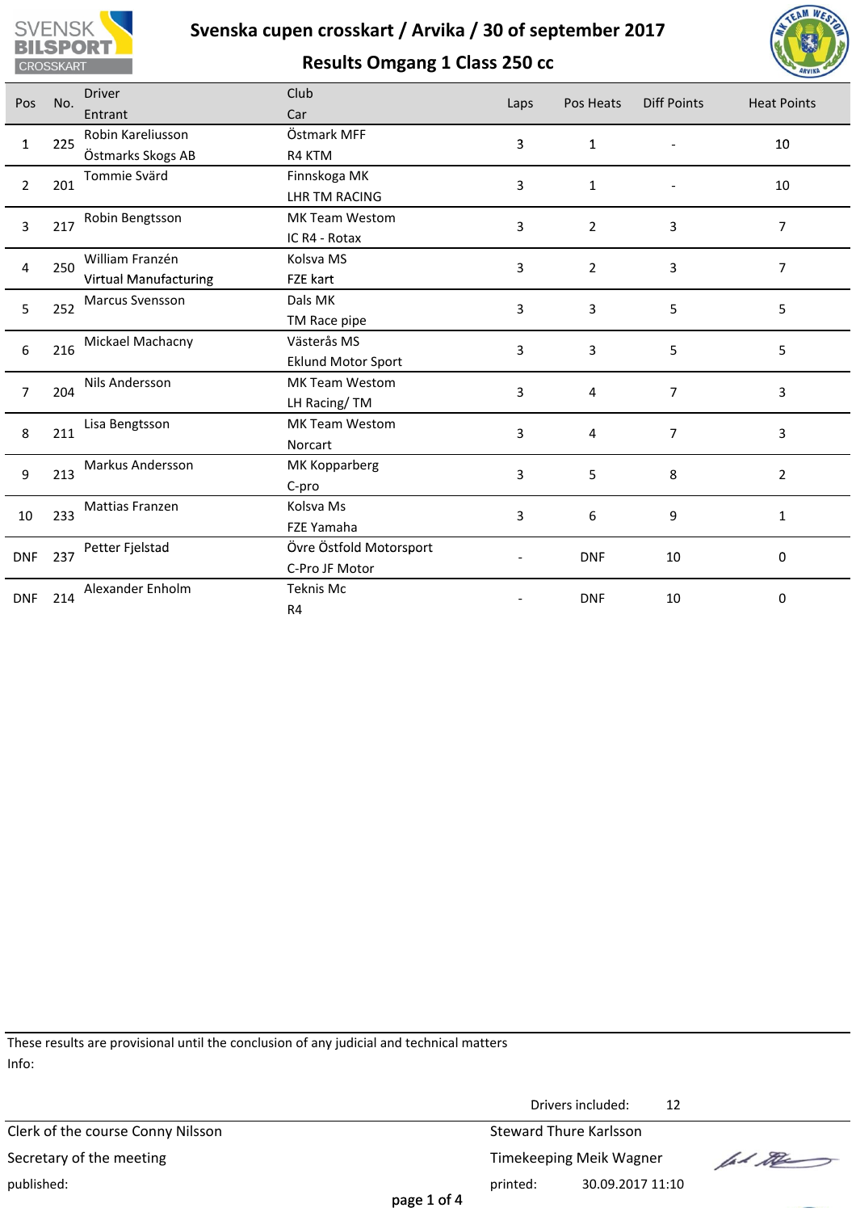# Svenska cupen crosskart / Arvika / 30 of september 2017

## Results Omgang 1 Class 250 cc

| Pos | No. | Driver<br>Entrant | Club<br>Car | Laps | Pos Heats | Diff Points | Heat Points |
|---|---|---|---|---|---|---|---|
| 1 | 225 | Robin Kareliusson<br>Östmarks Skogs AB | Östmark MFF<br>R4 KTM | 3 | 1 | - | 10 |
| 2 | 201 | Tommie Svärd | Finnskoga MK<br>LHR TM RACING | 3 | 1 | - | 10 |
| 3 | 217 | Robin Bengtsson | MK Team Westom<br>IC R4 - Rotax | 3 | 2 | 3 | 7 |
| 4 | 250 | William Franzén<br>Virtual Manufacturing | Kolsva MS<br>FZE kart | 3 | 2 | 3 | 7 |
| 5 | 252 | Marcus Svensson | Dals MK<br>TM Race pipe | 3 | 3 | 5 | 5 |
| 6 | 216 | Mickael Machacny | Västerås MS<br>Eklund Motor Sport | 3 | 3 | 5 | 5 |
| 7 | 204 | Nils Andersson | MK Team Westom<br>LH Racing/ TM | 3 | 4 | 7 | 3 |
| 8 | 211 | Lisa Bengtsson | MK Team Westom<br>Norcart | 3 | 4 | 7 | 3 |
| 9 | 213 | Markus Andersson | MK Kopparberg<br>C-pro | 3 | 5 | 8 | 2 |
| 10 | 233 | Mattias Franzen | Kolsva Ms<br>FZE Yamaha | 3 | 6 | 9 | 1 |
| DNF | 237 | Petter Fjelstad | Övre Östfold Motorsport<br>C-Pro JF Motor | - | DNF | 10 | 0 |
| DNF | 214 | Alexander Enholm | Teknis Mc<br>R4 | - | DNF | 10 | 0 |

These results are provisional until the conclusion of any judicial and technical matters

Info:

Drivers included: 12

Clerk of the course Conny Nilsson

Secretary of the meeting

published:

Steward Thure Karlsson

Timekeeping Meik Wagner

printed: 30.09.2017 11:10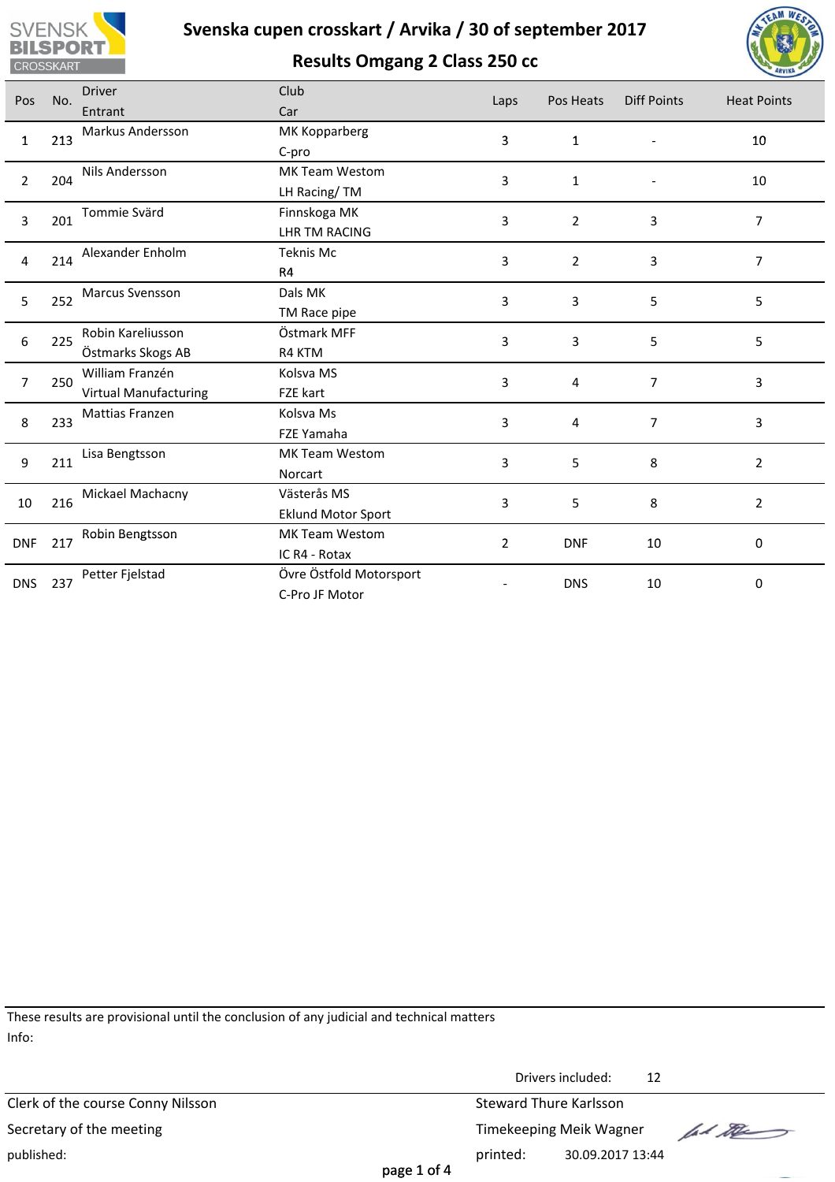# Svenska cupen crosskart / Arvika / 30 of september 2017

## Results Omgang 2 Class 250 cc

| Pos | No. | Driver<br>Entrant | Club<br>Car | Laps | Pos Heats | Diff Points | Heat Points |
|---|---|---|---|---|---|---|---|
| 1 | 213 | Markus Andersson | MK Kopparberg<br>C-pro | 3 | 1 | - | 10 |
| 2 | 204 | Nils Andersson | MK Team Westom<br>LH Racing/ TM | 3 | 1 | - | 10 |
| 3 | 201 | Tommie Svärd | Finnskoga MK<br>LHR TM RACING | 3 | 2 | 3 | 7 |
| 4 | 214 | Alexander Enholm | Teknis Mc<br>R4 | 3 | 2 | 3 | 7 |
| 5 | 252 | Marcus Svensson | Dals MK<br>TM Race pipe | 3 | 3 | 5 | 5 |
| 6 | 225 | Robin Kareliusson<br>Östmarks Skogs AB | Östmark MFF<br>R4 KTM | 3 | 3 | 5 | 5 |
| 7 | 250 | William Franzén<br>Virtual Manufacturing | Kolsva MS<br>FZE kart | 3 | 4 | 7 | 3 |
| 8 | 233 | Mattias Franzen | Kolsva Ms<br>FZE Yamaha | 3 | 4 | 7 | 3 |
| 9 | 211 | Lisa Bengtsson | MK Team Westom<br>Norcart | 3 | 5 | 8 | 2 |
| 10 | 216 | Mickael Machacny | Västerås MS<br>Eklund Motor Sport | 3 | 5 | 8 | 2 |
| DNF | 217 | Robin Bengtsson | MK Team Westom<br>IC R4 - Rotax | 2 | DNF | 10 | 0 |
| DNS | 237 | Petter Fjelstad | Övre Östfold Motorsport<br>C-Pro JF Motor | - | DNS | 10 | 0 |

These results are provisional until the conclusion of any judicial and technical matters

Info:

Drivers included: 12

Clerk of the course Conny Nilsson

Steward Thure Karlsson

Secretary of the meeting

Timekeeping Meik Wagner

published:

printed: 30.09.2017 13:44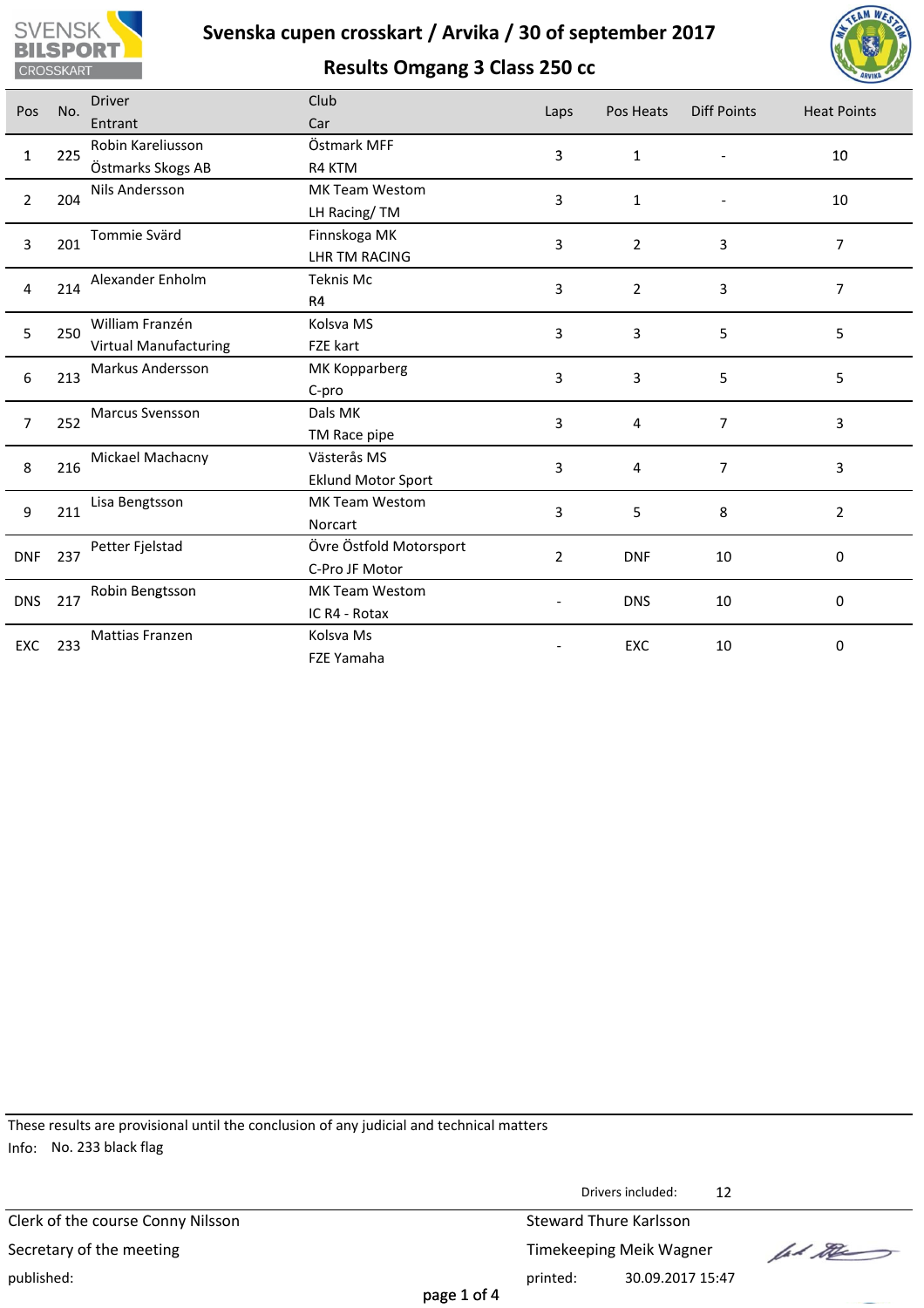# Svenska cupen crosskart / Arvika / 30 of september 2017

## Results Omgang 3 Class 250 cc

| Pos | No. | Driver / Entrant | Club / Car | Laps | Pos Heats | Diff Points | Heat Points |
|---|---|---|---|---|---|---|---|
| 1 | 225 | Robin Kareliusson / Östmarks Skogs AB | Östmark MFF / R4 KTM | 3 | 1 | - | 10 |
| 2 | 204 | Nils Andersson | MK Team Westom / LH Racing/ TM | 3 | 1 | - | 10 |
| 3 | 201 | Tommie Svärd | Finnskoga MK / LHR TM RACING | 3 | 2 | 3 | 7 |
| 4 | 214 | Alexander Enholm | Teknis Mc / R4 | 3 | 2 | 3 | 7 |
| 5 | 250 | William Franzén / Virtual Manufacturing | Kolsva MS / FZE kart | 3 | 3 | 5 | 5 |
| 6 | 213 | Markus Andersson | MK Kopparberg / C-pro | 3 | 3 | 5 | 5 |
| 7 | 252 | Marcus Svensson | Dals MK / TM Race pipe | 3 | 4 | 7 | 3 |
| 8 | 216 | Mickael Machacny | Västerås MS / Eklund Motor Sport | 3 | 4 | 7 | 3 |
| 9 | 211 | Lisa Bengtsson | MK Team Westom / Norcart | 3 | 5 | 8 | 2 |
| DNF | 237 | Petter Fjelstad | Övre Östfold Motorsport / C-Pro JF Motor | 2 | DNF | 10 | 0 |
| DNS | 217 | Robin Bengtsson | MK Team Westom / IC R4 - Rotax | - | DNS | 10 | 0 |
| EXC | 233 | Mattias Franzen | Kolsva Ms / FZE Yamaha | - | EXC | 10 | 0 |

These results are provisional until the conclusion of any judicial and technical matters

Info: No. 233 black flag

Drivers included: 12

Clerk of the course Conny Nilsson

Secretary of the meeting

published:

Steward Thure Karlsson

Timekeeping Meik Wagner

printed: 30.09.2017 15:47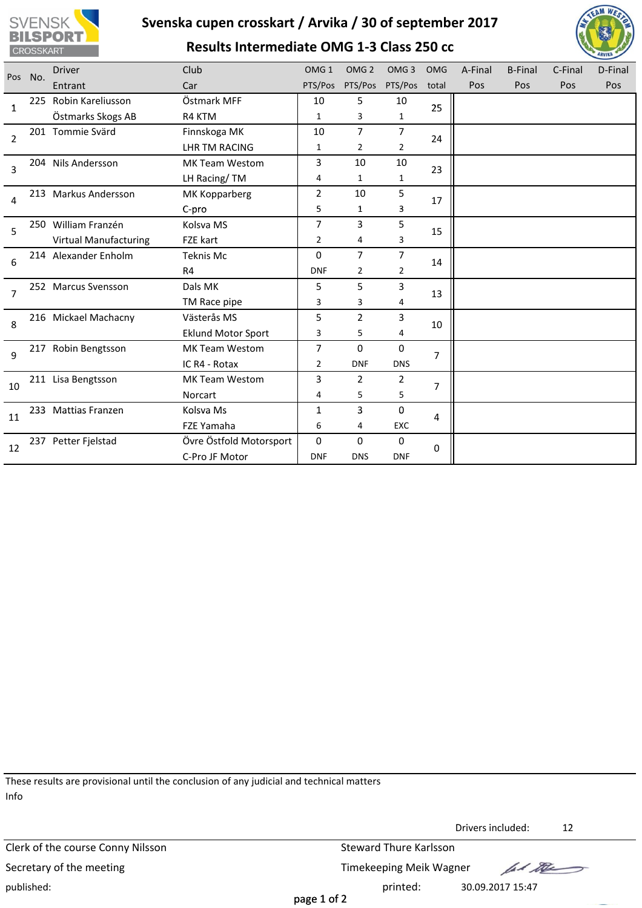# Svenska cupen crosskart / Arvika / 30 of september 2017

## Results Intermediate OMG 1-3 Class 250 cc

| Pos | No. | Driver / Entrant | Club / Car | OMG 1 PTS/Pos | OMG 2 PTS/Pos | OMG 3 PTS/Pos | OMG total | A-Final Pos | B-Final Pos | C-Final Pos | D-Final Pos |
|---|---|---|---|---|---|---|---|---|---|---|---|
| 1 | 225 | Robin Kareliusson / Östmarks Skogs AB | Östmark MFF / R4 KTM | 10 / 1 | 5 / 3 | 10 / 1 | 25 | | | | |
| 2 | 201 | Tommie Svärd | Finnskoga MK / LHR TM RACING | 10 / 1 | 7 / 2 | 7 / 2 | 24 | | | | |
| 3 | 204 | Nils Andersson | MK Team Westom / LH Racing/ TM | 3 / 4 | 10 / 1 | 10 / 1 | 23 | | | | |
| 4 | 213 | Markus Andersson | MK Kopparberg / C-pro | 2 / 5 | 10 / 1 | 5 / 3 | 17 | | | | |
| 5 | 250 | William Franzén / Virtual Manufacturing | Kolsva MS / FZE kart | 7 / 2 | 3 / 4 | 5 / 3 | 15 | | | | |
| 6 | 214 | Alexander Enholm | Teknis Mc / R4 | 0 / DNF | 7 / 2 | 7 / 2 | 14 | | | | |
| 7 | 252 | Marcus Svensson | Dals MK / TM Race pipe | 5 / 3 | 5 / 3 | 3 / 4 | 13 | | | | |
| 8 | 216 | Mickael Machacny | Västerås MS / Eklund Motor Sport | 5 / 3 | 2 / 5 | 3 / 4 | 10 | | | | |
| 9 | 217 | Robin Bengtsson | MK Team Westom / IC R4 - Rotax | 7 / 2 | 0 / DNF | 0 / DNS | 7 | | | | |
| 10 | 211 | Lisa Bengtsson | MK Team Westom / Norcart | 3 / 4 | 2 / 5 | 2 / 5 | 7 | | | | |
| 11 | 233 | Mattias Franzen | Kolsva Ms / FZE Yamaha | 1 / 6 | 3 / 4 | 0 / EXC | 4 | | | | |
| 12 | 237 | Petter Fjelstad | Övre Östfold Motorsport / C-Pro JF Motor | 0 / DNF | 0 / DNS | 0 / DNF | 0 | | | | |

These results are provisional until the conclusion of any judicial and technical matters

Info

Drivers included: 12

Clerk of the course Conny Nilsson

Steward Thure Karlsson

Secretary of the meeting

Timekeeping Meik Wagner

published:

printed: 30.09.2017 15:47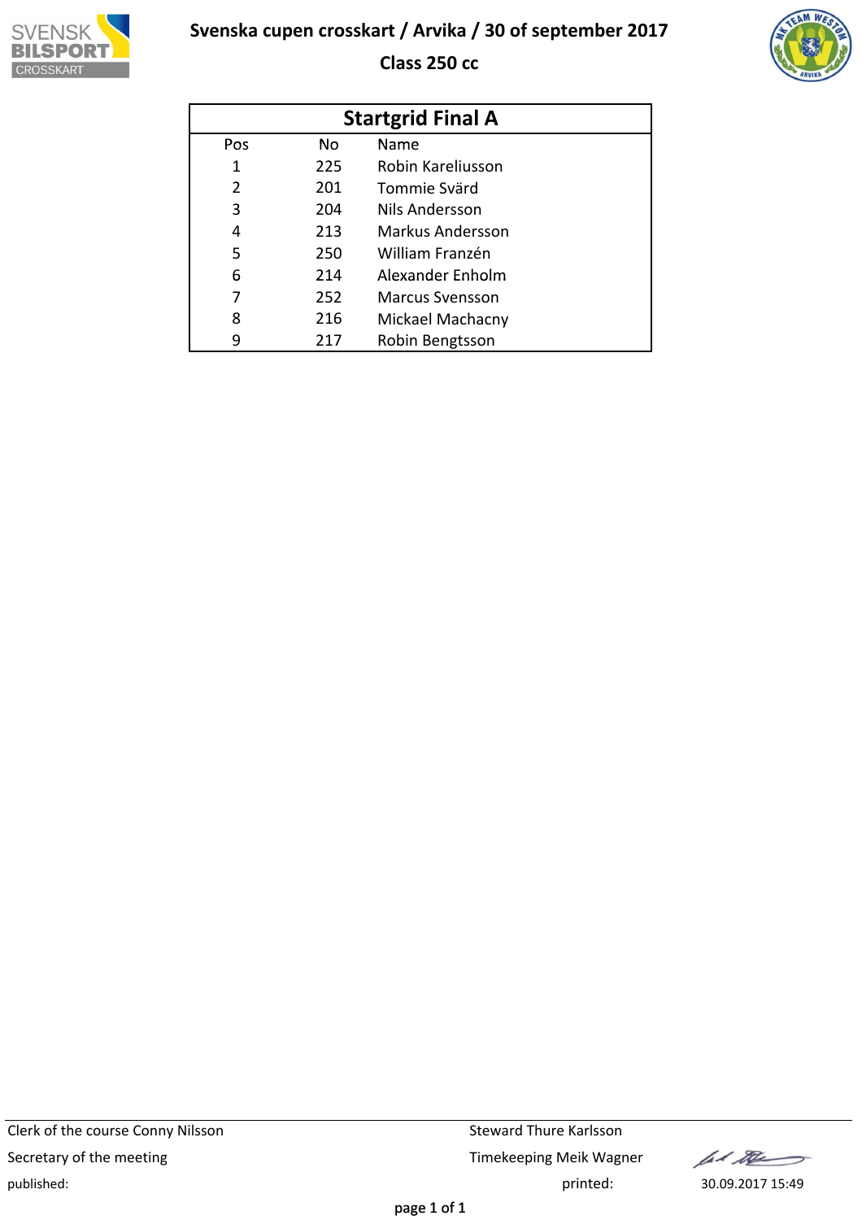# Svenska cupen crosskart / Arvika / 30 of september 2017

## Class 250 cc

### Startgrid Final A

| Pos | No | Name |
|---|---|---|
| 1 | 225 | Robin Kareliusson |
| 2 | 201 | Tommie Svärd |
| 3 | 204 | Nils Andersson |
| 4 | 213 | Markus Andersson |
| 5 | 250 | William Franzén |
| 6 | 214 | Alexander Enholm |
| 7 | 252 | Marcus Svensson |
| 8 | 216 | Mickael Machacny |
| 9 | 217 | Robin Bengtsson |

Clerk of the course Conny Nilsson

Steward Thure Karlsson

Secretary of the meeting

Timekeeping Meik Wagner

published:

printed: 30.09.2017 15:49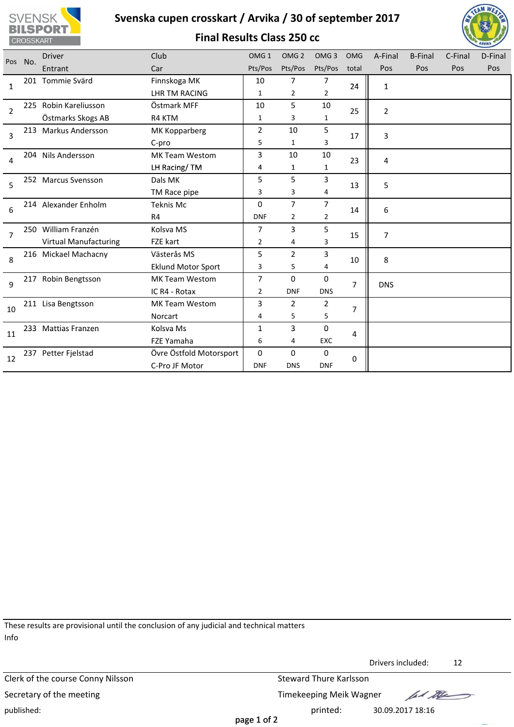# Svenska cupen crosskart / Arvika / 30 of september 2017

## Final Results Class 250 cc

| Pos | No. | Driver / Entrant | Club / Car | OMG 1 Pts/Pos | OMG 2 Pts/Pos | OMG 3 Pts/Pos | OMG total | A-Final Pos | B-Final Pos | C-Final Pos | D-Final Pos |
|---|---|---|---|---|---|---|---|---|---|---|---|
| 1 | 201 | Tommie Svärd | Finnskoga MK | 10 | 7 | 7 | 24 | 1 | | | |
| | | | LHR TM RACING | 1 | 2 | 2 | | | | | |
| 2 | 225 | Robin Kareliusson | Östmark MFF | 10 | 5 | 10 | 25 | 2 | | | |
| | | Östmarks Skogs AB | R4 KTM | 1 | 3 | 1 | | | | | |
| 3 | 213 | Markus Andersson | MK Kopparberg | 2 | 10 | 5 | 17 | 3 | | | |
| | | | C-pro | 5 | 1 | 3 | | | | | |
| 4 | 204 | Nils Andersson | MK Team Westom | 3 | 10 | 10 | 23 | 4 | | | |
| | | | LH Racing/ TM | 4 | 1 | 1 | | | | | |
| 5 | 252 | Marcus Svensson | Dals MK | 5 | 5 | 3 | 13 | 5 | | | |
| | | | TM Race pipe | 3 | 3 | 4 | | | | | |
| 6 | 214 | Alexander Enholm | Teknis Mc | 0 | 7 | 7 | 14 | 6 | | | |
| | | | R4 | DNF | 2 | 2 | | | | | |
| 7 | 250 | William Franzén | Kolsva MS | 7 | 3 | 5 | 15 | 7 | | | |
| | | Virtual Manufacturing | FZE kart | 2 | 4 | 3 | | | | | |
| 8 | 216 | Mickael Machacny | Västerås MS | 5 | 2 | 3 | 10 | 8 | | | |
| | | | Eklund Motor Sport | 3 | 5 | 4 | | | | | |
| 9 | 217 | Robin Bengtsson | MK Team Westom | 7 | 0 | 0 | 7 | DNS | | | |
| | | | IC R4 - Rotax | 2 | DNF | DNS | | | | | |
| 10 | 211 | Lisa Bengtsson | MK Team Westom | 3 | 2 | 2 | 7 | | | | |
| | | | Norcart | 4 | 5 | 5 | | | | | |
| 11 | 233 | Mattias Franzen | Kolsva Ms | 1 | 3 | 0 | 4 | | | | |
| | | | FZE Yamaha | 6 | 4 | EXC | | | | | |
| 12 | 237 | Petter Fjelstad | Övre Östfold Motorsport | 0 | 0 | 0 | 0 | | | | |
| | | | C-Pro JF Motor | DNF | DNS | DNF | | | | | |

These results are provisional until the conclusion of any judicial and technical matters

Info

Drivers included: 12

Clerk of the course Conny Nilsson

Steward Thure Karlsson

Secretary of the meeting

Timekeeping Meik Wagner

published:

printed: 30.09.2017 18:16